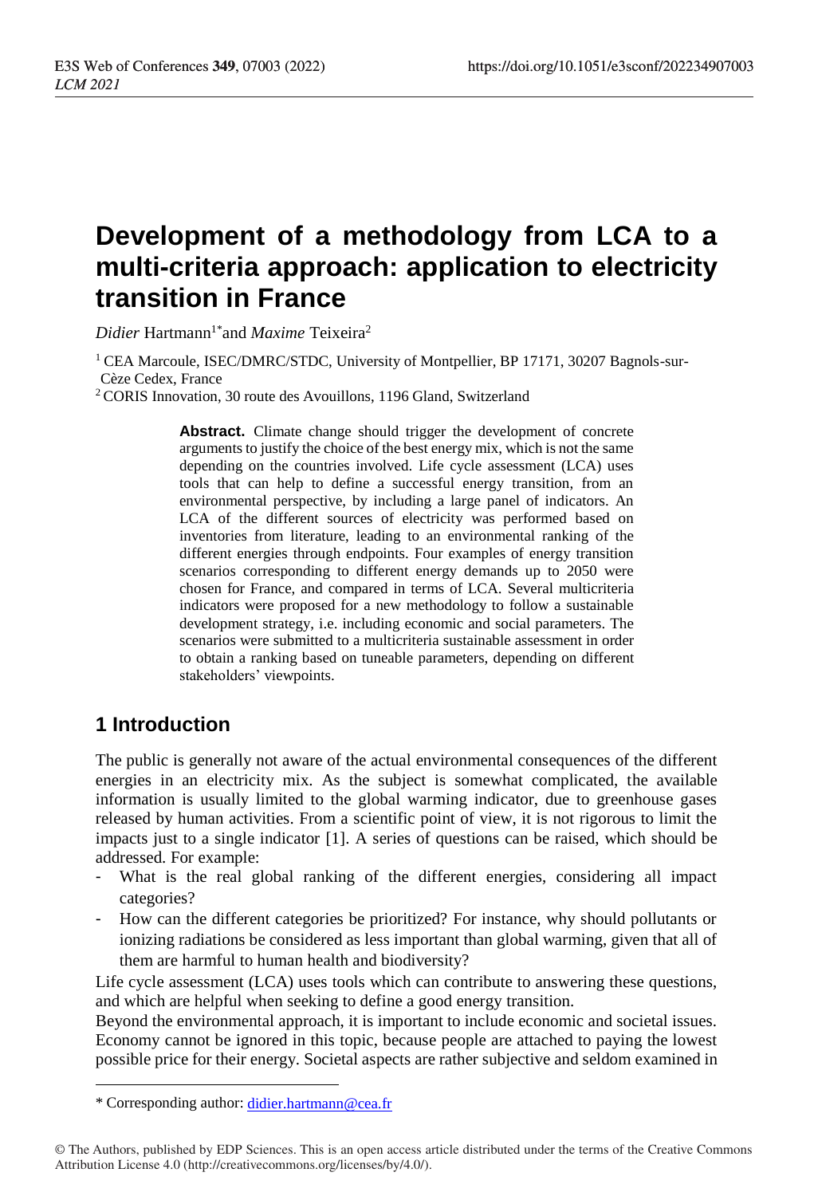# Development of a methodology from LCA to a multi-criteria approach: application to electricity transition in France

*Didier* Hartmann[1*] and *Maxime* Teixeira[2]

[1] CEA Marcoule, ISEC/DMRC/STDC, University of Montpellier, BP 17171, 30207 Bagnols-sur-Cèze Cedex, France

[2] CORIS Innovation, 30 route des Avouillons, 1196 Gland, Switzerland

**Abstract.** Climate change should trigger the development of concrete arguments to justify the choice of the best energy mix, which is not the same depending on the countries involved. Life cycle assessment (LCA) uses tools that can help to define a successful energy transition, from an environmental perspective, by including a large panel of indicators. An LCA of the different sources of electricity was performed based on inventories from literature, leading to an environmental ranking of the different energies through endpoints. Four examples of energy transition scenarios corresponding to different energy demands up to 2050 were chosen for France, and compared in terms of LCA. Several multicriteria indicators were proposed for a new methodology to follow a sustainable development strategy, i.e. including economic and social parameters. The scenarios were submitted to a multicriteria sustainable assessment in order to obtain a ranking based on tuneable parameters, depending on different stakeholders' viewpoints.

## 1 Introduction

The public is generally not aware of the actual environmental consequences of the different energies in an electricity mix. As the subject is somewhat complicated, the available information is usually limited to the global warming indicator, due to greenhouse gases released by human activities. From a scientific point of view, it is not rigorous to limit the impacts just to a single indicator [1]. A series of questions can be raised, which should be addressed. For example:

- What is the real global ranking of the different energies, considering all impact categories?
- How can the different categories be prioritized? For instance, why should pollutants or ionizing radiations be considered as less important than global warming, given that all of them are harmful to human health and biodiversity?

Life cycle assessment (LCA) uses tools which can contribute to answering these questions, and which are helpful when seeking to define a good energy transition.

Beyond the environmental approach, it is important to include economic and societal issues. Economy cannot be ignored in this topic, because people are attached to paying the lowest possible price for their energy. Societal aspects are rather subjective and seldom examined in

\* Corresponding author: didier.hartmann@cea.fr

© The Authors, published by EDP Sciences. This is an open access article distributed under the terms of the Creative Commons Attribution License 4.0 (http://creativecommons.org/licenses/by/4.0/).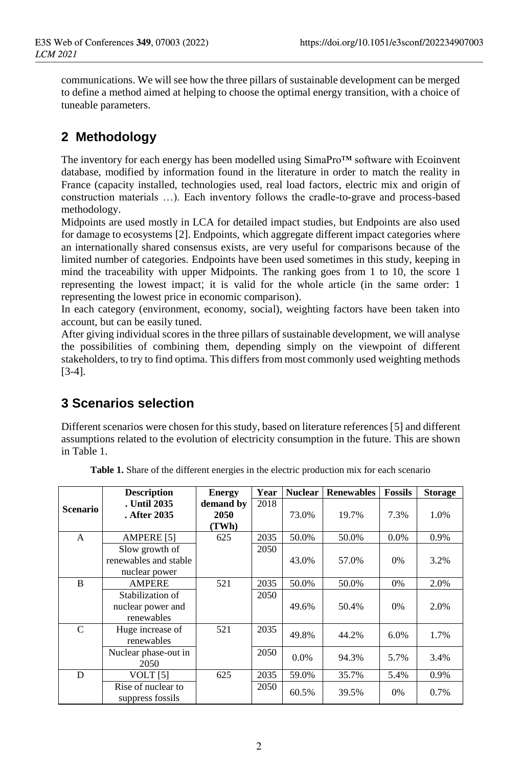communications. We will see how the three pillars of sustainable development can be merged to define a method aimed at helping to choose the optimal energy transition, with a choice of tuneable parameters.

## 2 Methodology

The inventory for each energy has been modelled using SimaPro™ software with Ecoinvent database, modified by information found in the literature in order to match the reality in France (capacity installed, technologies used, real load factors, electric mix and origin of construction materials …). Each inventory follows the cradle-to-grave and process-based methodology.

Midpoints are used mostly in LCA for detailed impact studies, but Endpoints are also used for damage to ecosystems [2]. Endpoints, which aggregate different impact categories where an internationally shared consensus exists, are very useful for comparisons because of the limited number of categories. Endpoints have been used sometimes in this study, keeping in mind the traceability with upper Midpoints. The ranking goes from 1 to 10, the score 1 representing the lowest impact; it is valid for the whole article (in the same order: 1 representing the lowest price in economic comparison).

In each category (environment, economy, social), weighting factors have been taken into account, but can be easily tuned.

After giving individual scores in the three pillars of sustainable development, we will analyse the possibilities of combining them, depending simply on the viewpoint of different stakeholders, to try to find optima. This differs from most commonly used weighting methods [3-4].

## 3 Scenarios selection

Different scenarios were chosen for this study, based on literature references [5] and different assumptions related to the evolution of electricity consumption in the future. This are shown in Table 1.

**Table 1.** Share of the different energies in the electric production mix for each scenario

| Scenario | Description<br>. Until 2035<br>. After 2035 | Energy demand by 2050 (TWh) | Year | Nuclear | Renewables | Fossils | Storage |
|---|---|---|---|---|---|---|---|
| | | | 2018 | 73.0% | 19.7% | 7.3% | 1.0% |
| A | AMPERE [5] | 625 | 2035 | 50.0% | 50.0% | 0.0% | 0.9% |
| | Slow growth of renewables and stable nuclear power | | 2050 | 43.0% | 57.0% | 0% | 3.2% |
| B | AMPERE | 521 | 2035 | 50.0% | 50.0% | 0% | 2.0% |
| | Stabilization of nuclear power and renewables | | 2050 | 49.6% | 50.4% | 0% | 2.0% |
| C | Huge increase of renewables | 521 | 2035 | 49.8% | 44.2% | 6.0% | 1.7% |
| | Nuclear phase-out in 2050 | | 2050 | 0.0% | 94.3% | 5.7% | 3.4% |
| D | VOLT [5] | 625 | 2035 | 59.0% | 35.7% | 5.4% | 0.9% |
| | Rise of nuclear to suppress fossils | | 2050 | 60.5% | 39.5% | 0% | 0.7% |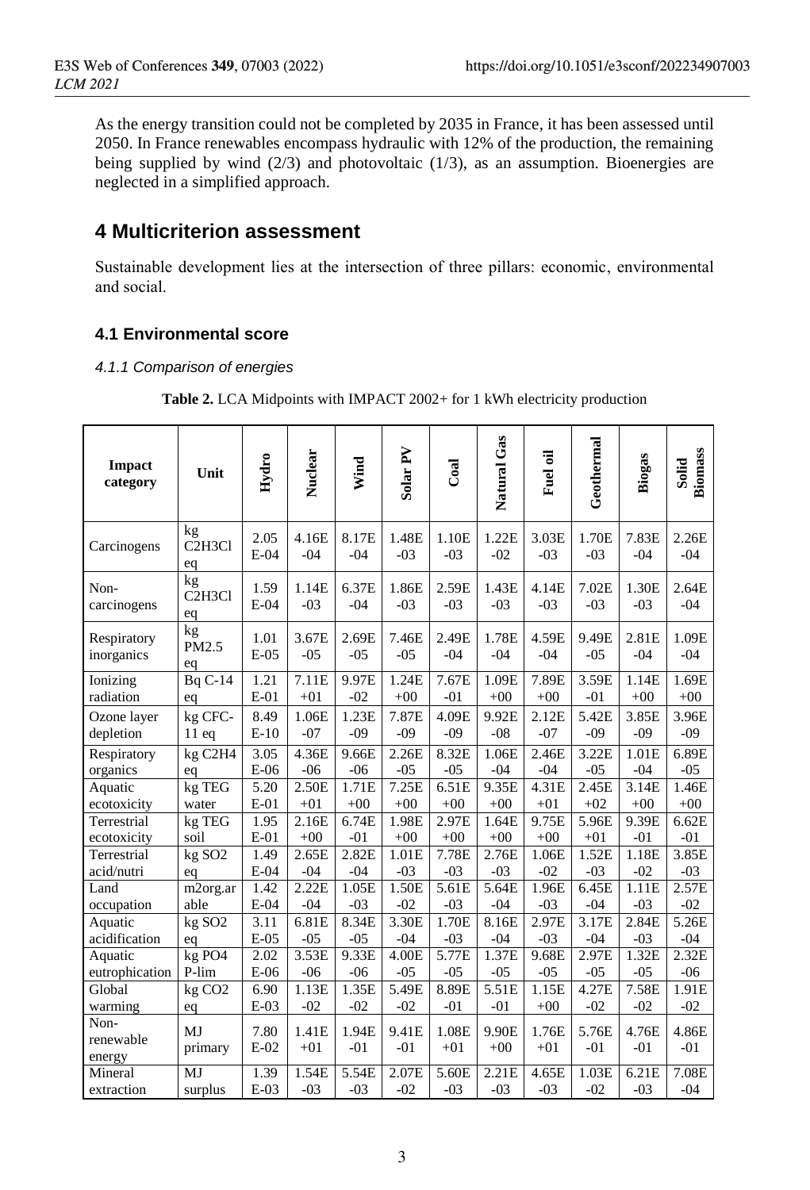As the energy transition could not be completed by 2035 in France, it has been assessed until 2050. In France renewables encompass hydraulic with 12% of the production, the remaining being supplied by wind (2/3) and photovoltaic (1/3), as an assumption. Bioenergies are neglected in a simplified approach.

# 4 Multicriterion assessment

Sustainable development lies at the intersection of three pillars: economic, environmental and social.

## 4.1 Environmental score

### *4.1.1 Comparison of energies*

**Table 2.** LCA Midpoints with IMPACT 2002+ for 1 kWh electricity production

| Impact category | Unit | Hydro | Nuclear | Wind | Solar PV | Coal | Natural Gas | Fuel oil | Geothermal | Biogas | Solid Biomass |
|---|---|---|---|---|---|---|---|---|---|---|---|
| Carcinogens | kg C2H3Cl eq | 2.05E-04 | 4.16E-04 | 8.17E-04 | 1.48E-03 | 1.10E-03 | 1.22E-02 | 3.03E-03 | 1.70E-03 | 7.83E-04 | 2.26E-04 |
| Non-carcinogens | kg C2H3Cl eq | 1.59E-04 | 1.14E-03 | 6.37E-04 | 1.86E-03 | 2.59E-03 | 1.43E-03 | 4.14E-03 | 7.02E-03 | 1.30E-03 | 2.64E-04 |
| Respiratory inorganics | kg PM2.5 eq | 1.01E-05 | 3.67E-05 | 2.69E-05 | 7.46E-05 | 2.49E-04 | 1.78E-04 | 4.59E-04 | 9.49E-05 | 2.81E-04 | 1.09E-04 |
| Ionizing radiation | Bq C-14 eq | 1.21E-01 | 7.11E+01 | 9.97E-02 | 1.24E+00 | 7.67E-01 | 1.09E+00 | 7.89E+00 | 3.59E-01 | 1.14E+00 | 1.69E+00 |
| Ozone layer depletion | kg CFC-11 eq | 8.49E-10 | 1.06E-07 | 1.23E-09 | 7.87E-09 | 4.09E-09 | 9.92E-08 | 2.12E-07 | 5.42E-09 | 3.85E-09 | 3.96E-09 |
| Respiratory organics | kg C2H4 eq | 3.05E-06 | 4.36E-06 | 9.66E-06 | 2.26E-05 | 8.32E-05 | 1.06E-04 | 2.46E-04 | 3.22E-05 | 1.01E-04 | 6.89E-05 |
| Aquatic ecotoxicity | kg TEG water | 5.20E-01 | 2.50E+01 | 1.71E+00 | 7.25E+00 | 6.51E+00 | 9.35E+00 | 4.31E+01 | 2.45E+02 | 3.14E+00 | 1.46E+00 |
| Terrestrial ecotoxicity | kg TEG soil | 1.95E-01 | 2.16E+00 | 6.74E-01 | 1.98E+00 | 2.97E+00 | 1.64E+00 | 9.75E+00 | 5.96E+01 | 9.39E-01 | 6.62E-01 |
| Terrestrial acid/nutri | kg SO2 eq | 1.49E-04 | 2.65E-04 | 2.82E-04 | 1.01E-03 | 7.78E-03 | 2.76E-03 | 1.06E-02 | 1.52E-03 | 1.18E-02 | 3.85E-03 |
| Land occupation | m2org.arable | 1.42E-04 | 2.22E-04 | 1.05E-03 | 1.50E-02 | 5.61E-03 | 5.64E-04 | 1.96E-03 | 6.45E-04 | 1.11E-03 | 2.57E-02 |
| Aquatic acidification | kg SO2 eq | 3.11E-05 | 6.81E-05 | 8.34E-05 | 3.30E-04 | 1.70E-03 | 8.16E-04 | 2.97E-03 | 3.17E-04 | 2.84E-03 | 5.26E-04 |
| Aquatic eutrophication | kg PO4 P-lim | 2.02E-06 | 3.53E-06 | 9.33E-06 | 4.00E-05 | 5.77E-05 | 1.37E-05 | 9.68E-05 | 2.97E-05 | 1.32E-05 | 2.32E-06 |
| Global warming | kg CO2 eq | 6.90E-03 | 1.13E-02 | 1.35E-02 | 5.49E-02 | 8.89E-01 | 5.51E-01 | 1.15E+00 | 4.27E-02 | 7.58E-02 | 1.91E-02 |
| Non-renewable energy | MJ primary | 7.80E-02 | 1.41E+01 | 1.94E-01 | 9.41E-01 | 1.08E+01 | 9.90E+00 | 1.76E+01 | 5.76E-01 | 4.76E-01 | 4.86E-01 |
| Mineral extraction | MJ surplus | 1.39E-03 | 1.54E-03 | 5.54E-03 | 2.07E-02 | 5.60E-03 | 2.21E-03 | 4.65E-03 | 1.03E-02 | 6.21E-03 | 7.08E-04 |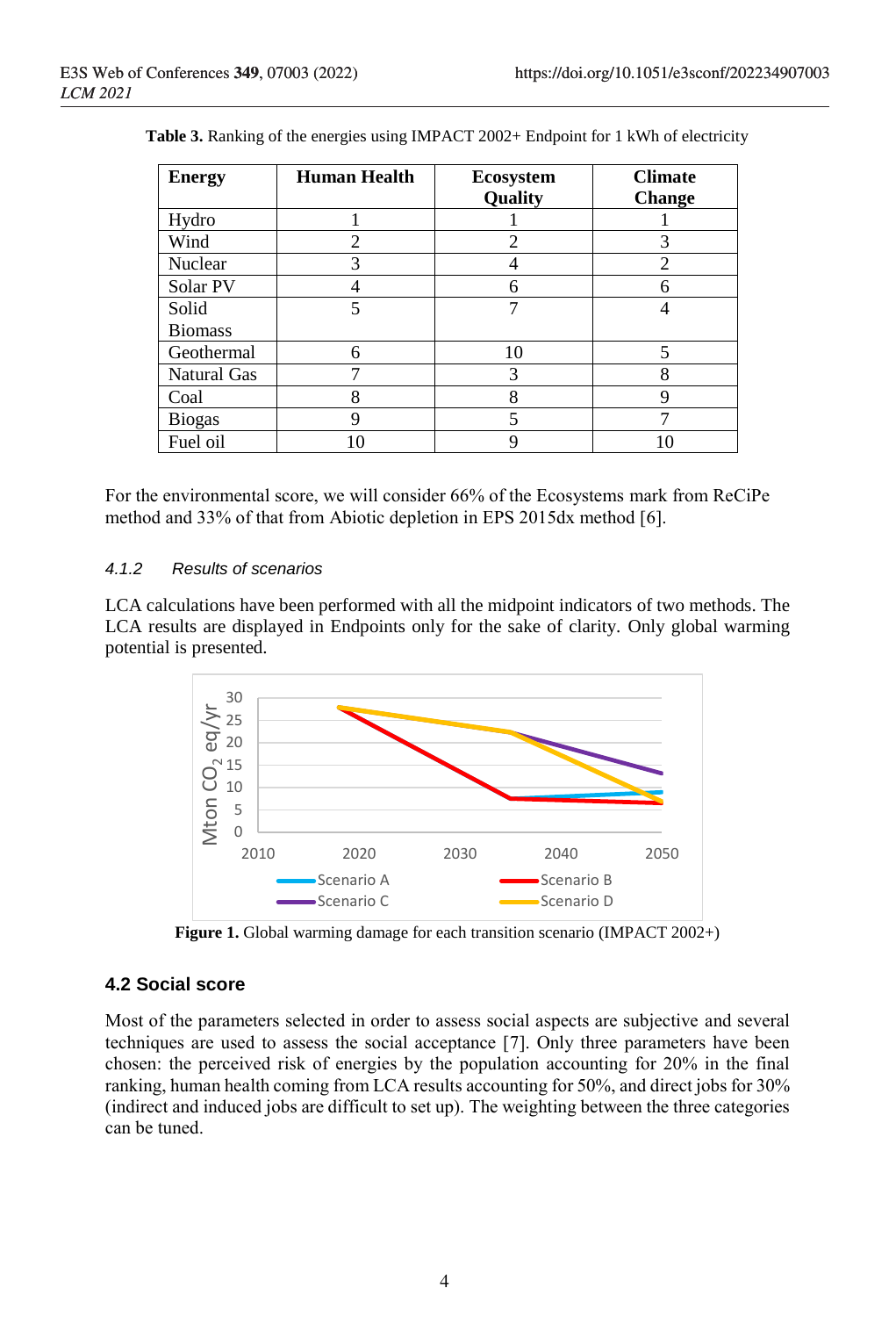**Table 3.** Ranking of the energies using IMPACT 2002+ Endpoint for 1 kWh of electricity

| Energy | Human Health | Ecosystem Quality | Climate Change |
|---|---|---|---|
| Hydro | 1 | 1 | 1 |
| Wind | 2 | 2 | 3 |
| Nuclear | 3 | 4 | 2 |
| Solar PV | 4 | 6 | 6 |
| Solid Biomass | 5 | 7 | 4 |
| Geothermal | 6 | 10 | 5 |
| Natural Gas | 7 | 3 | 8 |
| Coal | 8 | 8 | 9 |
| Biogas | 9 | 5 | 7 |
| Fuel oil | 10 | 9 | 10 |

For the environmental score, we will consider 66% of the Ecosystems mark from ReCiPe method and 33% of that from Abiotic depletion in EPS 2015dx method [6].

#### *4.1.2 Results of scenarios*

LCA calculations have been performed with all the midpoint indicators of two methods. The LCA results are displayed in Endpoints only for the sake of clarity. Only global warming potential is presented.

**Figure 1.** Global warming damage for each transition scenario (IMPACT 2002+)

### 4.2 Social score

Most of the parameters selected in order to assess social aspects are subjective and several techniques are used to assess the social acceptance [7]. Only three parameters have been chosen: the perceived risk of energies by the population accounting for 20% in the final ranking, human health coming from LCA results accounting for 50%, and direct jobs for 30% (indirect and induced jobs are difficult to set up). The weighting between the three categories can be tuned.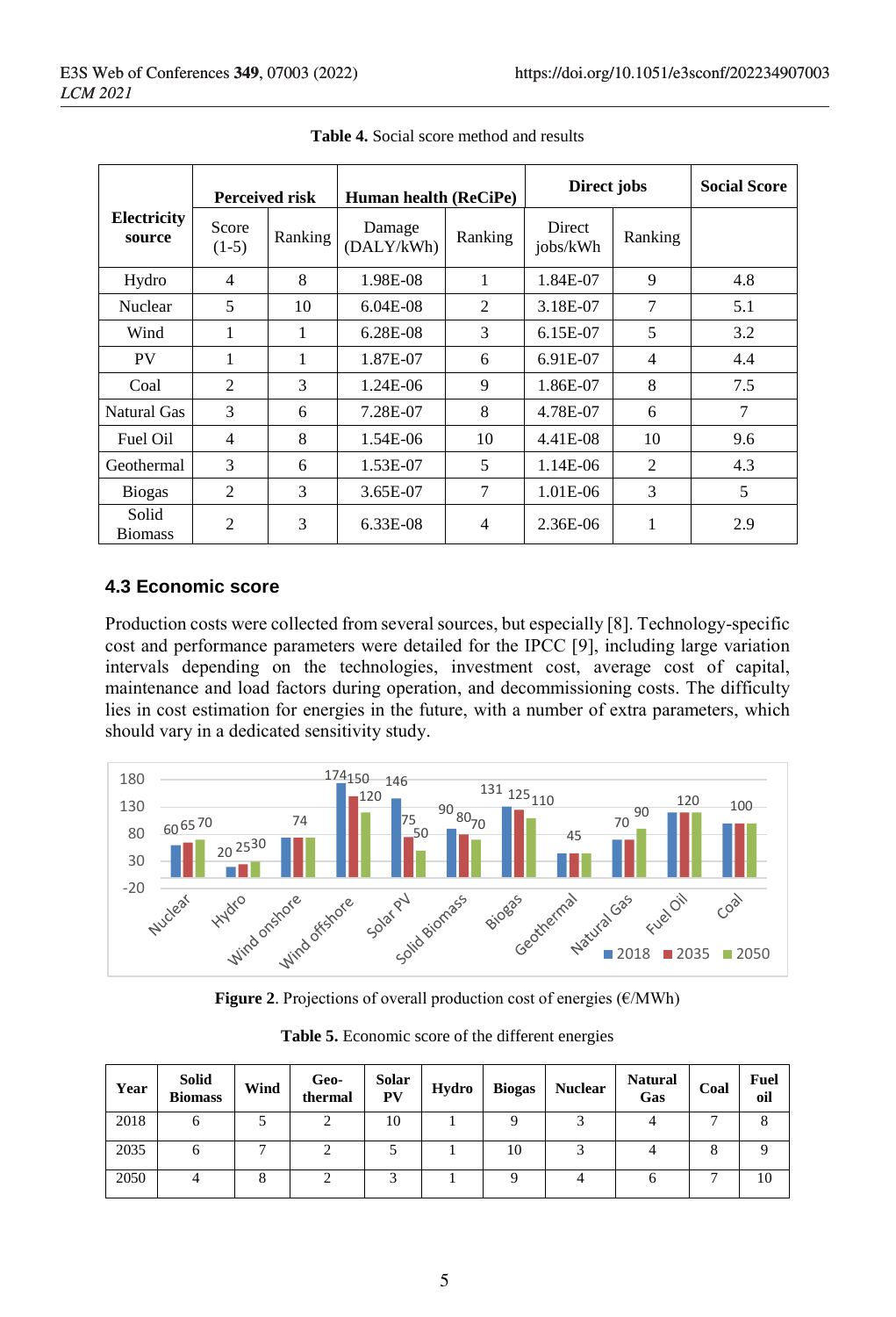**Table 4.** Social score method and results

| Electricity source | Perceived risk | | Human health (ReCiPe) | | Direct jobs | | Social Score |
|---|---|---|---|---|---|---|---|
| | Score (1-5) | Ranking | Damage (DALY/kWh) | Ranking | Direct jobs/kWh | Ranking | |
| Hydro | 4 | 8 | 1.98E-08 | 1 | 1.84E-07 | 9 | 4.8 |
| Nuclear | 5 | 10 | 6.04E-08 | 2 | 3.18E-07 | 7 | 5.1 |
| Wind | 1 | 1 | 6.28E-08 | 3 | 6.15E-07 | 5 | 3.2 |
| PV | 1 | 1 | 1.87E-07 | 6 | 6.91E-07 | 4 | 4.4 |
| Coal | 2 | 3 | 1.24E-06 | 9 | 1.86E-07 | 8 | 7.5 |
| Natural Gas | 3 | 6 | 7.28E-07 | 8 | 4.78E-07 | 6 | 7 |
| Fuel Oil | 4 | 8 | 1.54E-06 | 10 | 4.41E-08 | 10 | 9.6 |
| Geothermal | 3 | 6 | 1.53E-07 | 5 | 1.14E-06 | 2 | 4.3 |
| Biogas | 2 | 3 | 3.65E-07 | 7 | 1.01E-06 | 3 | 5 |
| Solid Biomass | 2 | 3 | 6.33E-08 | 4 | 2.36E-06 | 1 | 2.9 |

### 4.3 Economic score

Production costs were collected from several sources, but especially [8]. Technology-specific cost and performance parameters were detailed for the IPCC [9], including large variation intervals depending on the technologies, investment cost, average cost of capital, maintenance and load factors during operation, and decommissioning costs. The difficulty lies in cost estimation for energies in the future, with a number of extra parameters, which should vary in a dedicated sensitivity study.

**Figure 2**. Projections of overall production cost of energies (€/MWh)

**Table 5.** Economic score of the different energies

| Year | Solid Biomass | Wind | Geo-thermal | Solar PV | Hydro | Biogas | Nuclear | Natural Gas | Coal | Fuel oil |
|---|---|---|---|---|---|---|---|---|---|---|
| 2018 | 6 | 5 | 2 | 10 | 1 | 9 | 3 | 4 | 7 | 8 |
| 2035 | 6 | 7 | 2 | 5 | 1 | 10 | 3 | 4 | 8 | 9 |
| 2050 | 4 | 8 | 2 | 3 | 1 | 9 | 4 | 6 | 7 | 10 |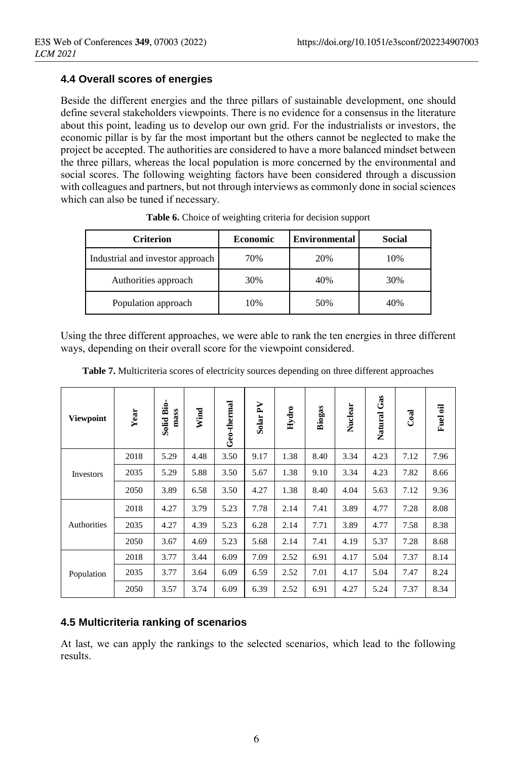### 4.4 Overall scores of energies

Beside the different energies and the three pillars of sustainable development, one should define several stakeholders viewpoints. There is no evidence for a consensus in the literature about this point, leading us to develop our own grid. For the industrialists or investors, the economic pillar is by far the most important but the others cannot be neglected to make the project be accepted. The authorities are considered to have a more balanced mindset between the three pillars, whereas the local population is more concerned by the environmental and social scores. The following weighting factors have been considered through a discussion with colleagues and partners, but not through interviews as commonly done in social sciences which can also be tuned if necessary.

**Table 6.** Choice of weighting criteria for decision support

| Criterion | Economic | Environmental | Social |
|---|---|---|---|
| Industrial and investor approach | 70% | 20% | 10% |
| Authorities approach | 30% | 40% | 30% |
| Population approach | 10% | 50% | 40% |

Using the three different approaches, we were able to rank the ten energies in three different ways, depending on their overall score for the viewpoint considered.

**Table 7.** Multicriteria scores of electricity sources depending on three different approaches

| Viewpoint | Year | Solid Bio-mass | Wind | Geo-thermal | Solar PV | Hydro | Biogas | Nuclear | Natural Gas | Coal | Fuel oil |
|---|---|---|---|---|---|---|---|---|---|---|---|
| Investors | 2018 | 5.29 | 4.48 | 3.50 | 9.17 | 1.38 | 8.40 | 3.34 | 4.23 | 7.12 | 7.96 |
| | 2035 | 5.29 | 5.88 | 3.50 | 5.67 | 1.38 | 9.10 | 3.34 | 4.23 | 7.82 | 8.66 |
| | 2050 | 3.89 | 6.58 | 3.50 | 4.27 | 1.38 | 8.40 | 4.04 | 5.63 | 7.12 | 9.36 |
| Authorities | 2018 | 4.27 | 3.79 | 5.23 | 7.78 | 2.14 | 7.41 | 3.89 | 4.77 | 7.28 | 8.08 |
| | 2035 | 4.27 | 4.39 | 5.23 | 6.28 | 2.14 | 7.71 | 3.89 | 4.77 | 7.58 | 8.38 |
| | 2050 | 3.67 | 4.69 | 5.23 | 5.68 | 2.14 | 7.41 | 4.19 | 5.37 | 7.28 | 8.68 |
| Population | 2018 | 3.77 | 3.44 | 6.09 | 7.09 | 2.52 | 6.91 | 4.17 | 5.04 | 7.37 | 8.14 |
| | 2035 | 3.77 | 3.64 | 6.09 | 6.59 | 2.52 | 7.01 | 4.17 | 5.04 | 7.47 | 8.24 |
| | 2050 | 3.57 | 3.74 | 6.09 | 6.39 | 2.52 | 6.91 | 4.27 | 5.24 | 7.37 | 8.34 |

### 4.5 Multicriteria ranking of scenarios

At last, we can apply the rankings to the selected scenarios, which lead to the following results.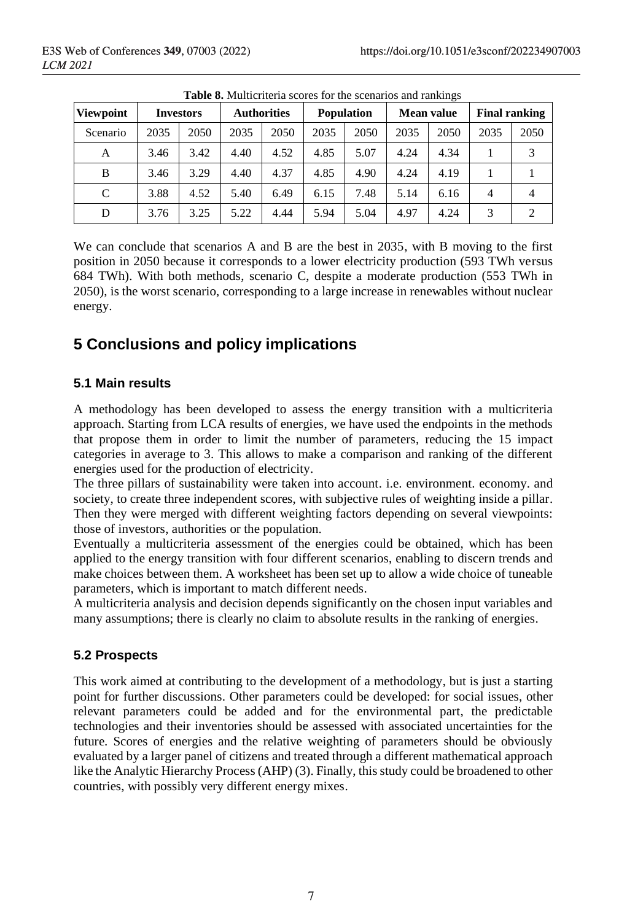**Table 8.** Multicriteria scores for the scenarios and rankings

| Viewpoint | Investors | | Authorities | | Population | | Mean value | | Final ranking | |
|---|---|---|---|---|---|---|---|---|---|---|
| Scenario | 2035 | 2050 | 2035 | 2050 | 2035 | 2050 | 2035 | 2050 | 2035 | 2050 |
| A | 3.46 | 3.42 | 4.40 | 4.52 | 4.85 | 5.07 | 4.24 | 4.34 | 1 | 3 |
| B | 3.46 | 3.29 | 4.40 | 4.37 | 4.85 | 4.90 | 4.24 | 4.19 | 1 | 1 |
| C | 3.88 | 4.52 | 5.40 | 6.49 | 6.15 | 7.48 | 5.14 | 6.16 | 4 | 4 |
| D | 3.76 | 3.25 | 5.22 | 4.44 | 5.94 | 5.04 | 4.97 | 4.24 | 3 | 2 |

We can conclude that scenarios A and B are the best in 2035, with B moving to the first position in 2050 because it corresponds to a lower electricity production (593 TWh versus 684 TWh). With both methods, scenario C, despite a moderate production (553 TWh in 2050), is the worst scenario, corresponding to a large increase in renewables without nuclear energy.

# 5 Conclusions and policy implications

## 5.1 Main results

A methodology has been developed to assess the energy transition with a multicriteria approach. Starting from LCA results of energies, we have used the endpoints in the methods that propose them in order to limit the number of parameters, reducing the 15 impact categories in average to 3. This allows to make a comparison and ranking of the different energies used for the production of electricity.

The three pillars of sustainability were taken into account. i.e. environment. economy. and society, to create three independent scores, with subjective rules of weighting inside a pillar. Then they were merged with different weighting factors depending on several viewpoints: those of investors, authorities or the population.

Eventually a multicriteria assessment of the energies could be obtained, which has been applied to the energy transition with four different scenarios, enabling to discern trends and make choices between them. A worksheet has been set up to allow a wide choice of tuneable parameters, which is important to match different needs.

A multicriteria analysis and decision depends significantly on the chosen input variables and many assumptions; there is clearly no claim to absolute results in the ranking of energies.

## 5.2 Prospects

This work aimed at contributing to the development of a methodology, but is just a starting point for further discussions. Other parameters could be developed: for social issues, other relevant parameters could be added and for the environmental part, the predictable technologies and their inventories should be assessed with associated uncertainties for the future. Scores of energies and the relative weighting of parameters should be obviously evaluated by a larger panel of citizens and treated through a different mathematical approach like the Analytic Hierarchy Process (AHP) (3). Finally, this study could be broadened to other countries, with possibly very different energy mixes.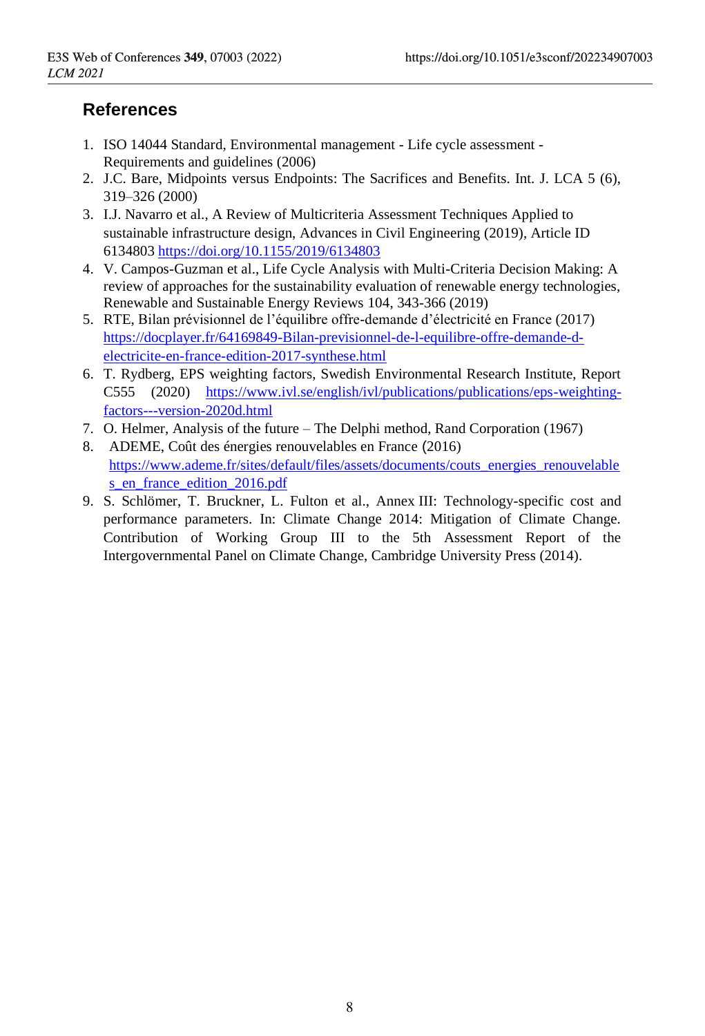## References

1. ISO 14044 Standard, Environmental management - Life cycle assessment - Requirements and guidelines (2006)
2. J.C. Bare, Midpoints versus Endpoints: The Sacrifices and Benefits. Int. J. LCA 5 (6), 319–326 (2000)
3. I.J. Navarro et al., A Review of Multicriteria Assessment Techniques Applied to sustainable infrastructure design, Advances in Civil Engineering (2019), Article ID 6134803 https://doi.org/10.1155/2019/6134803
4. V. Campos-Guzman et al., Life Cycle Analysis with Multi-Criteria Decision Making: A review of approaches for the sustainability evaluation of renewable energy technologies, Renewable and Sustainable Energy Reviews 104, 343-366 (2019)
5. RTE, Bilan prévisionnel de l'équilibre offre-demande d'électricité en France (2017) https://docplayer.fr/64169849-Bilan-previsionnel-de-l-equilibre-offre-demande-d-electricite-en-france-edition-2017-synthese.html
6. T. Rydberg, EPS weighting factors, Swedish Environmental Research Institute, Report C555 (2020) https://www.ivl.se/english/ivl/publications/publications/eps-weighting-factors---version-2020d.html
7. O. Helmer, Analysis of the future – The Delphi method, Rand Corporation (1967)
8. ADEME, Coût des énergies renouvelables en France (2016) https://www.ademe.fr/sites/default/files/assets/documents/couts_energies_renouvelables_en_france_edition_2016.pdf
9. S. Schlömer, T. Bruckner, L. Fulton et al., Annex III: Technology-specific cost and performance parameters. In: Climate Change 2014: Mitigation of Climate Change. Contribution of Working Group III to the 5th Assessment Report of the Intergovernmental Panel on Climate Change, Cambridge University Press (2014).